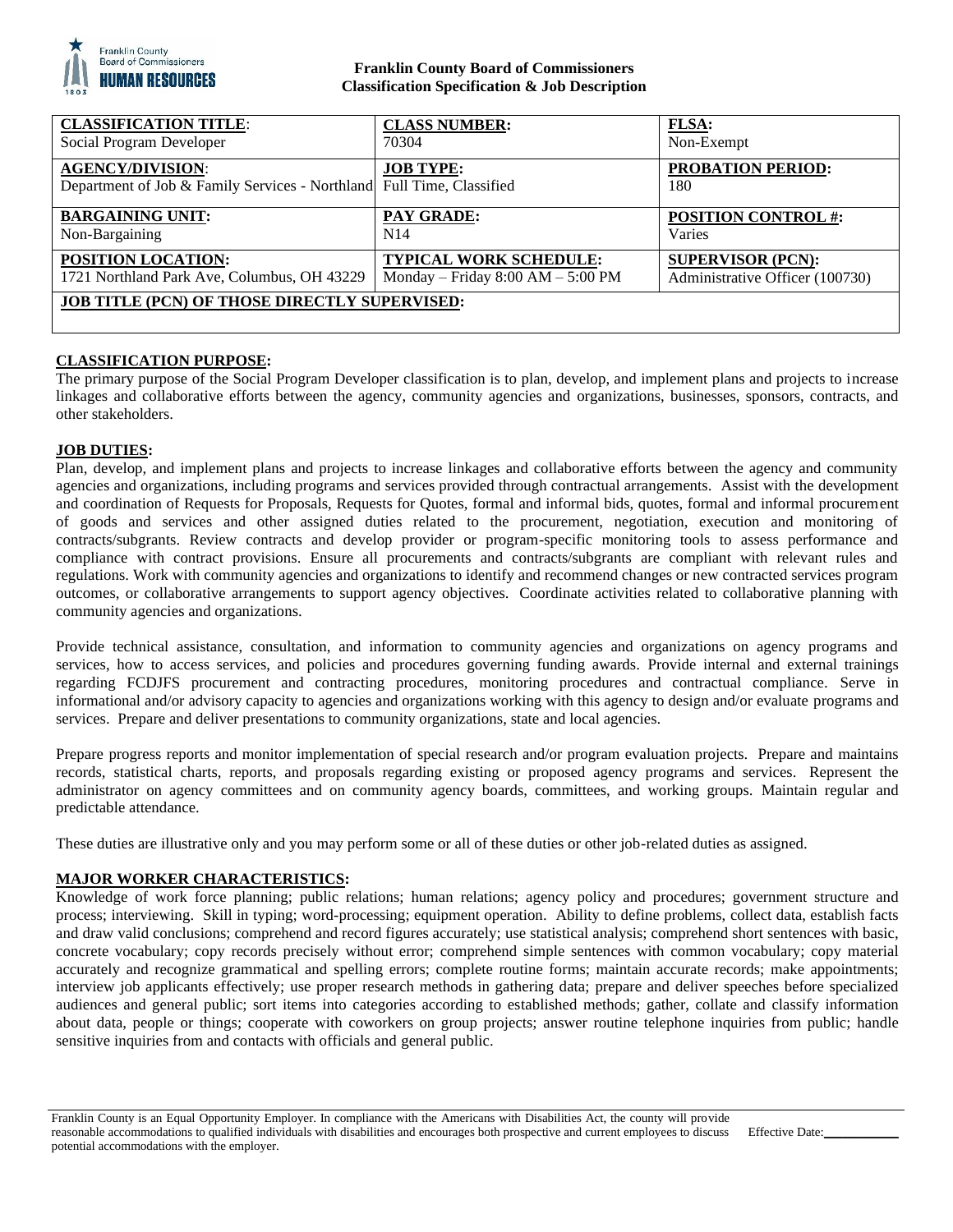**Franklin County Board of Commissioners**
**Classification Specification & Job Description**

| **CLASSIFICATION TITLE**: Social Program Developer | **CLASS NUMBER:** 70304 | **FLSA:** Non-Exempt |
|---|---|---|
| **AGENCY/DIVISION**: Department of Job & Family Services - Northland | **JOB TYPE:** Full Time, Classified | **PROBATION PERIOD:** 180 |
| **BARGAINING UNIT:** Non-Bargaining | **PAY GRADE:** N14 | **POSITION CONTROL #:** Varies |
| **POSITION LOCATION:** 1721 Northland Park Ave, Columbus, OH 43229 | **TYPICAL WORK SCHEDULE:** Monday – Friday 8:00 AM – 5:00 PM | **SUPERVISOR (PCN):** Administrative Officer (100730) |
| **JOB TITLE (PCN) OF THOSE DIRECTLY SUPERVISED:** | | |

**CLASSIFICATION PURPOSE:**

The primary purpose of the Social Program Developer classification is to plan, develop, and implement plans and projects to increase linkages and collaborative efforts between the agency, community agencies and organizations, businesses, sponsors, contracts, and other stakeholders.

**JOB DUTIES:**

Plan, develop, and implement plans and projects to increase linkages and collaborative efforts between the agency and community agencies and organizations, including programs and services provided through contractual arrangements. Assist with the development and coordination of Requests for Proposals, Requests for Quotes, formal and informal bids, quotes, formal and informal procurement of goods and services and other assigned duties related to the procurement, negotiation, execution and monitoring of contracts/subgrants. Review contracts and develop provider or program-specific monitoring tools to assess performance and compliance with contract provisions. Ensure all procurements and contracts/subgrants are compliant with relevant rules and regulations. Work with community agencies and organizations to identify and recommend changes or new contracted services program outcomes, or collaborative arrangements to support agency objectives. Coordinate activities related to collaborative planning with community agencies and organizations.

Provide technical assistance, consultation, and information to community agencies and organizations on agency programs and services, how to access services, and policies and procedures governing funding awards. Provide internal and external trainings regarding FCDJFS procurement and contracting procedures, monitoring procedures and contractual compliance. Serve in informational and/or advisory capacity to agencies and organizations working with this agency to design and/or evaluate programs and services. Prepare and deliver presentations to community organizations, state and local agencies.

Prepare progress reports and monitor implementation of special research and/or program evaluation projects. Prepare and maintains records, statistical charts, reports, and proposals regarding existing or proposed agency programs and services. Represent the administrator on agency committees and on community agency boards, committees, and working groups. Maintain regular and predictable attendance.

These duties are illustrative only and you may perform some or all of these duties or other job-related duties as assigned.

**MAJOR WORKER CHARACTERISTICS:**

Knowledge of work force planning; public relations; human relations; agency policy and procedures; government structure and process; interviewing. Skill in typing; word-processing; equipment operation. Ability to define problems, collect data, establish facts and draw valid conclusions; comprehend and record figures accurately; use statistical analysis; comprehend short sentences with basic, concrete vocabulary; copy records precisely without error; comprehend simple sentences with common vocabulary; copy material accurately and recognize grammatical and spelling errors; complete routine forms; maintain accurate records; make appointments; interview job applicants effectively; use proper research methods in gathering data; prepare and deliver speeches before specialized audiences and general public; sort items into categories according to established methods; gather, collate and classify information about data, people or things; cooperate with coworkers on group projects; answer routine telephone inquiries from public; handle sensitive inquiries from and contacts with officials and general public.

Franklin County is an Equal Opportunity Employer. In compliance with the Americans with Disabilities Act, the county will provide reasonable accommodations to qualified individuals with disabilities and encourages both prospective and current employees to discuss potential accommodations with the employer.

Effective Date:___________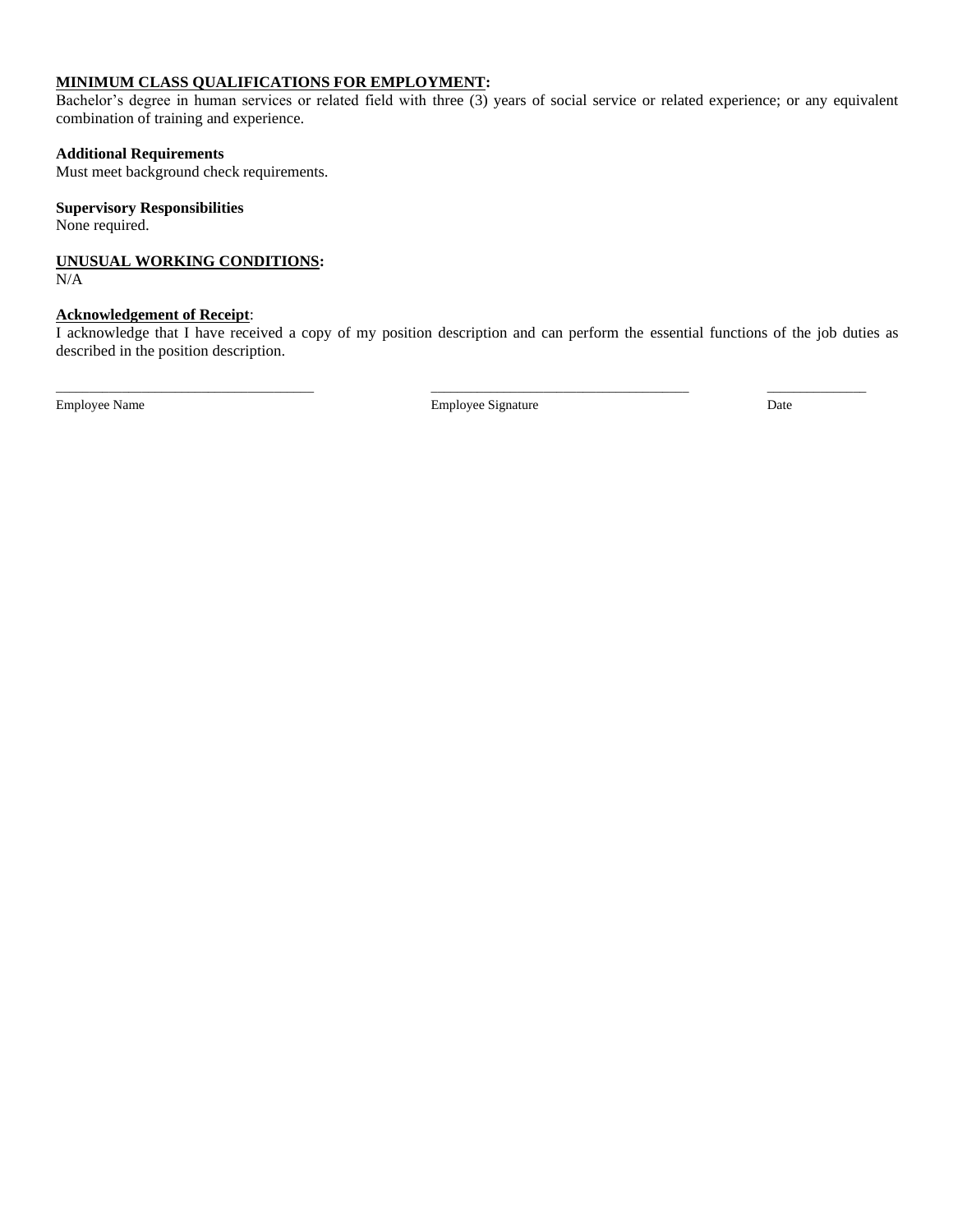**MINIMUM CLASS QUALIFICATIONS FOR EMPLOYMENT:**
Bachelor's degree in human services or related field with three (3) years of social service or related experience; or any equivalent combination of training and experience.

**Additional Requirements**
Must meet background check requirements.

**Supervisory Responsibilities**
None required.

**UNUSUAL WORKING CONDITIONS:**
N/A

**Acknowledgement of Receipt**:
I acknowledge that I have received a copy of my position description and can perform the essential functions of the job duties as described in the position description.

| | | |
|---|---|---|
| ____________________________________ | ____________________________________ | ______________ |
| Employee Name | Employee Signature | Date |